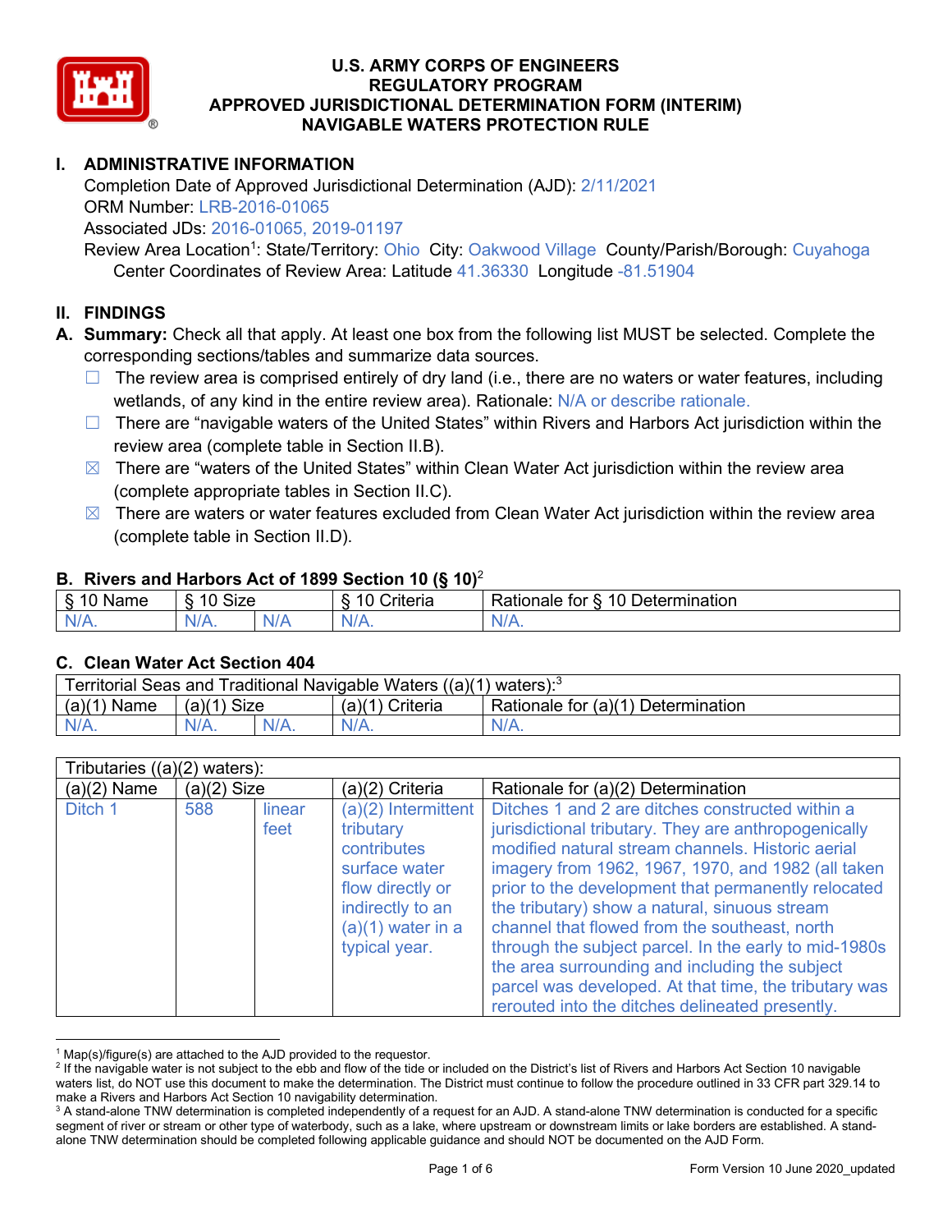# U.S. ARMY CORPS OF ENGINEERS
# REGULATORY PROGRAM
# APPROVED JURISDICTIONAL DETERMINATION FORM (INTERIM)
# NAVIGABLE WATERS PROTECTION RULE

## I. ADMINISTRATIVE INFORMATION

Completion Date of Approved Jurisdictional Determination (AJD): 2/11/2021
ORM Number: LRB-2016-01065
Associated JDs: 2016-01065, 2019-01197
Review Area Location[1]: State/Territory: Ohio City: Oakwood Village County/Parish/Borough: Cuyahoga
Center Coordinates of Review Area: Latitude 41.36330 Longitude -81.51904

## II. FINDINGS

**A. Summary:** Check all that apply. At least one box from the following list MUST be selected. Complete the corresponding sections/tables and summarize data sources.

- ☐ The review area is comprised entirely of dry land (i.e., there are no waters or water features, including wetlands, of any kind in the entire review area). Rationale: N/A or describe rationale.
- ☐ There are "navigable waters of the United States" within Rivers and Harbors Act jurisdiction within the review area (complete table in Section II.B).
- ☒ There are "waters of the United States" within Clean Water Act jurisdiction within the review area (complete appropriate tables in Section II.C).
- ☒ There are waters or water features excluded from Clean Water Act jurisdiction within the review area (complete table in Section II.D).

### B. Rivers and Harbors Act of 1899 Section 10 (§ 10)[2]

| § 10 Name | § 10 Size | | § 10 Criteria | Rationale for § 10 Determination |
|---|---|---|---|---|
| N/A. | N/A. | N/A | N/A. | N/A. |

### C. Clean Water Act Section 404

| Territorial Seas and Traditional Navigable Waters ((a)(1) waters):[3] | | | | |
|---|---|---|---|---|
| (a)(1) Name | (a)(1) Size | | (a)(1) Criteria | Rationale for (a)(1) Determination |
| N/A. | N/A. | N/A. | N/A. | N/A. |

| Tributaries ((a)(2) waters): | | | | |
|---|---|---|---|---|
| (a)(2) Name | (a)(2) Size | | (a)(2) Criteria | Rationale for (a)(2) Determination |
| Ditch 1 | 588 | linear feet | (a)(2) Intermittent tributary contributes surface water flow directly or indirectly to an (a)(1) water in a typical year. | Ditches 1 and 2 are ditches constructed within a jurisdictional tributary. They are anthropogenically modified natural stream channels. Historic aerial imagery from 1962, 1967, 1970, and 1982 (all taken prior to the development that permanently relocated the tributary) show a natural, sinuous stream channel that flowed from the southeast, north through the subject parcel. In the early to mid-1980s the area surrounding and including the subject parcel was developed. At that time, the tributary was rerouted into the ditches delineated presently. |

---

[1] Map(s)/figure(s) are attached to the AJD provided to the requestor.
[2] If the navigable water is not subject to the ebb and flow of the tide or included on the District's list of Rivers and Harbors Act Section 10 navigable waters list, do NOT use this document to make the determination. The District must continue to follow the procedure outlined in 33 CFR part 329.14 to make a Rivers and Harbors Act Section 10 navigability determination.
[3] A stand-alone TNW determination is completed independently of a request for an AJD. A stand-alone TNW determination is conducted for a specific segment of river or stream or other type of waterbody, such as a lake, where upstream or downstream limits or lake borders are established. A stand-alone TNW determination should be completed following applicable guidance and should NOT be documented on the AJD Form.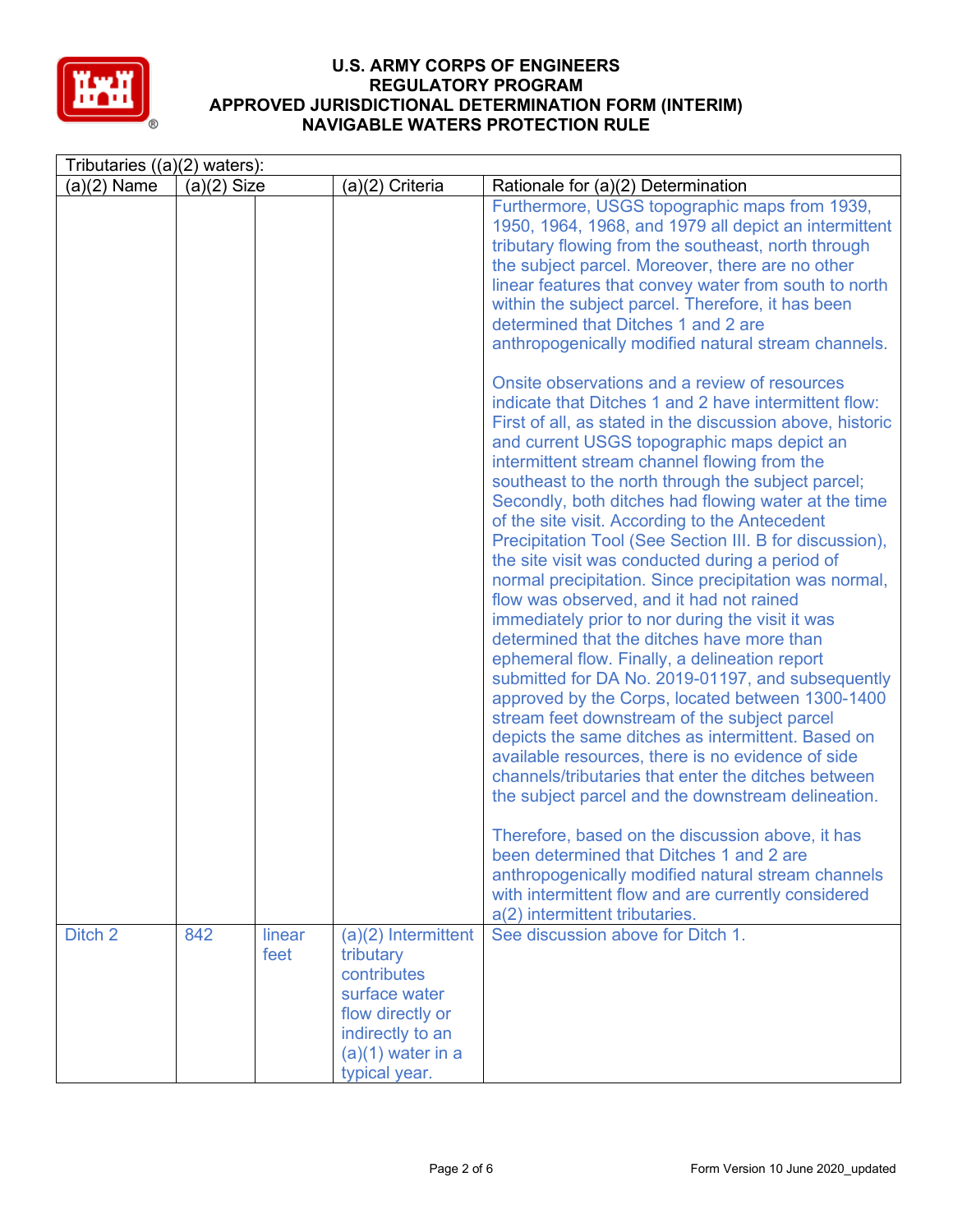| Tributaries ((a)(2) waters): | | | | |
|---|---|---|---|---|
| (a)(2) Name | (a)(2) Size | | (a)(2) Criteria | Rationale for (a)(2) Determination |
| | | | | Furthermore, USGS topographic maps from 1939, 1950, 1964, 1968, and 1979 all depict an intermittent tributary flowing from the southeast, north through the subject parcel. Moreover, there are no other linear features that convey water from south to north within the subject parcel. Therefore, it has been determined that Ditches 1 and 2 are anthropogenically modified natural stream channels.<br><br>Onsite observations and a review of resources indicate that Ditches 1 and 2 have intermittent flow: First of all, as stated in the discussion above, historic and current USGS topographic maps depict an intermittent stream channel flowing from the southeast to the north through the subject parcel; Secondly, both ditches had flowing water at the time of the site visit. According to the Antecedent Precipitation Tool (See Section III. B for discussion), the site visit was conducted during a period of normal precipitation. Since precipitation was normal, flow was observed, and it had not rained immediately prior to nor during the visit it was determined that the ditches have more than ephemeral flow. Finally, a delineation report submitted for DA No. 2019-01197, and subsequently approved by the Corps, located between 1300-1400 stream feet downstream of the subject parcel depicts the same ditches as intermittent. Based on available resources, there is no evidence of side channels/tributaries that enter the ditches between the subject parcel and the downstream delineation.<br><br>Therefore, based on the discussion above, it has been determined that Ditches 1 and 2 are anthropogenically modified natural stream channels with intermittent flow and are currently considered a(2) intermittent tributaries. |
| Ditch 2 | 842 | linear feet | (a)(2) Intermittent tributary contributes surface water flow directly or indirectly to an (a)(1) water in a typical year. | See discussion above for Ditch 1. |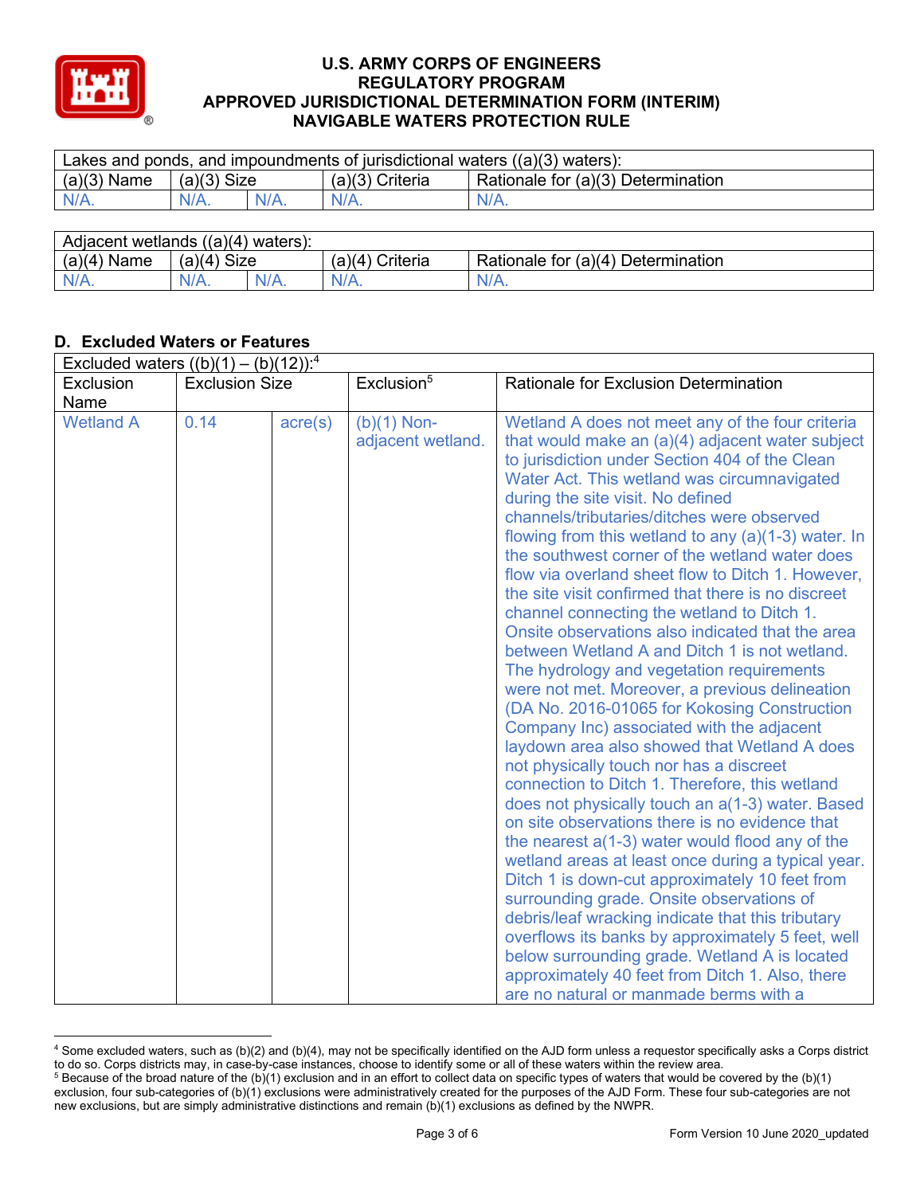| Lakes and ponds, and impoundments of jurisdictional waters ((a)(3) waters): | | | | |
|---|---|---|---|---|
| (a)(3) Name | (a)(3) Size | | (a)(3) Criteria | Rationale for (a)(3) Determination |
| N/A. | N/A. | N/A. | N/A. | N/A. |

| Adjacent wetlands ((a)(4) waters): | | | | |
|---|---|---|---|---|
| (a)(4) Name | (a)(4) Size | | (a)(4) Criteria | Rationale for (a)(4) Determination |
| N/A. | N/A. | N/A. | N/A. | N/A. |

## D. Excluded Waters or Features

| Excluded waters ((b)(1) – (b)(12)):[4] | | | | |
|---|---|---|---|---|
| Exclusion Name | Exclusion Size | | Exclusion[5] | Rationale for Exclusion Determination |
| Wetland A | 0.14 | acre(s) | (b)(1) Non-adjacent wetland. | Wetland A does not meet any of the four criteria that would make an (a)(4) adjacent water subject to jurisdiction under Section 404 of the Clean Water Act. This wetland was circumnavigated during the site visit. No defined channels/tributaries/ditches were observed flowing from this wetland to any (a)(1-3) water. In the southwest corner of the wetland water does flow via overland sheet flow to Ditch 1. However, the site visit confirmed that there is no discreet channel connecting the wetland to Ditch 1. Onsite observations also indicated that the area between Wetland A and Ditch 1 is not wetland. The hydrology and vegetation requirements were not met. Moreover, a previous delineation (DA No. 2016-01065 for Kokosing Construction Company Inc) associated with the adjacent laydown area also showed that Wetland A does not physically touch nor has a discreet connection to Ditch 1. Therefore, this wetland does not physically touch an a(1-3) water. Based on site observations there is no evidence that the nearest a(1-3) water would flood any of the wetland areas at least once during a typical year. Ditch 1 is down-cut approximately 10 feet from surrounding grade. Onsite observations of debris/leaf wracking indicate that this tributary overflows its banks by approximately 5 feet, well below surrounding grade. Wetland A is located approximately 40 feet from Ditch 1. Also, there are no natural or manmade berms with a |

[4] Some excluded waters, such as (b)(2) and (b)(4), may not be specifically identified on the AJD form unless a requestor specifically asks a Corps district to do so. Corps districts may, in case-by-case instances, choose to identify some or all of these waters within the review area.
[5] Because of the broad nature of the (b)(1) exclusion and in an effort to collect data on specific types of waters that would be covered by the (b)(1) exclusion, four sub-categories of (b)(1) exclusions were administratively created for the purposes of the AJD Form. These four sub-categories are not new exclusions, but are simply administrative distinctions and remain (b)(1) exclusions as defined by the NWPR.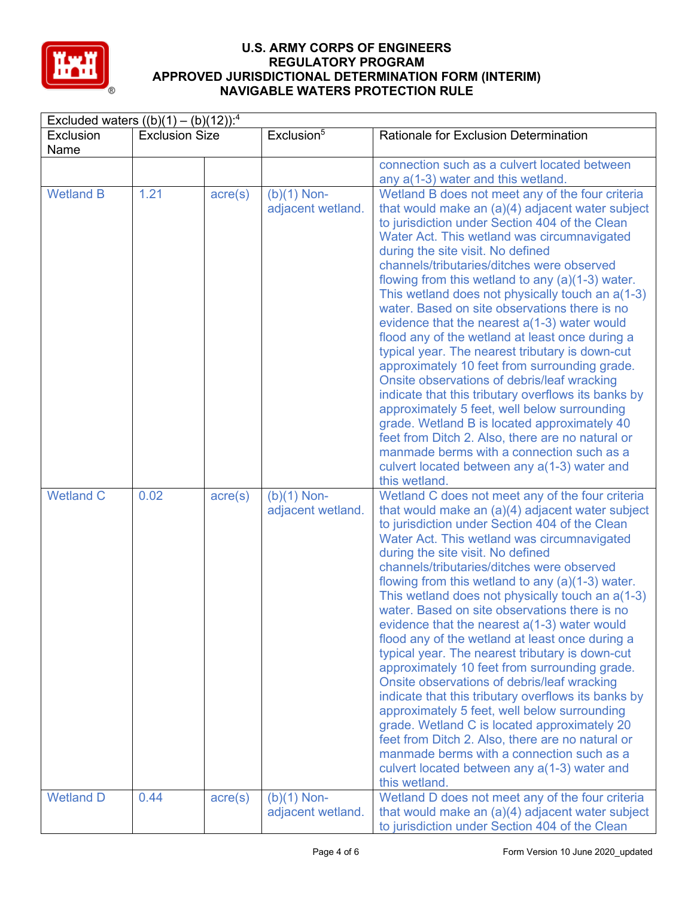| Excluded waters ((b)(1) – (b)(12)):[4] | | | | |
|---|---|---|---|---|
| Exclusion Name | Exclusion Size | | Exclusion[5] | Rationale for Exclusion Determination |
| | | | | connection such as a culvert located between any a(1-3) water and this wetland. |
| Wetland B | 1.21 | acre(s) | (b)(1) Non-adjacent wetland. | Wetland B does not meet any of the four criteria that would make an (a)(4) adjacent water subject to jurisdiction under Section 404 of the Clean Water Act. This wetland was circumnavigated during the site visit. No defined channels/tributaries/ditches were observed flowing from this wetland to any (a)(1-3) water. This wetland does not physically touch an a(1-3) water. Based on site observations there is no evidence that the nearest a(1-3) water would flood any of the wetland at least once during a typical year. The nearest tributary is down-cut approximately 10 feet from surrounding grade. Onsite observations of debris/leaf wracking indicate that this tributary overflows its banks by approximately 5 feet, well below surrounding grade. Wetland B is located approximately 40 feet from Ditch 2. Also, there are no natural or manmade berms with a connection such as a culvert located between any a(1-3) water and this wetland. |
| Wetland C | 0.02 | acre(s) | (b)(1) Non-adjacent wetland. | Wetland C does not meet any of the four criteria that would make an (a)(4) adjacent water subject to jurisdiction under Section 404 of the Clean Water Act. This wetland was circumnavigated during the site visit. No defined channels/tributaries/ditches were observed flowing from this wetland to any (a)(1-3) water. This wetland does not physically touch an a(1-3) water. Based on site observations there is no evidence that the nearest a(1-3) water would flood any of the wetland at least once during a typical year. The nearest tributary is down-cut approximately 10 feet from surrounding grade. Onsite observations of debris/leaf wracking indicate that this tributary overflows its banks by approximately 5 feet, well below surrounding grade. Wetland C is located approximately 20 feet from Ditch 2. Also, there are no natural or manmade berms with a connection such as a culvert located between any a(1-3) water and this wetland. |
| Wetland D | 0.44 | acre(s) | (b)(1) Non-adjacent wetland. | Wetland D does not meet any of the four criteria that would make an (a)(4) adjacent water subject to jurisdiction under Section 404 of the Clean |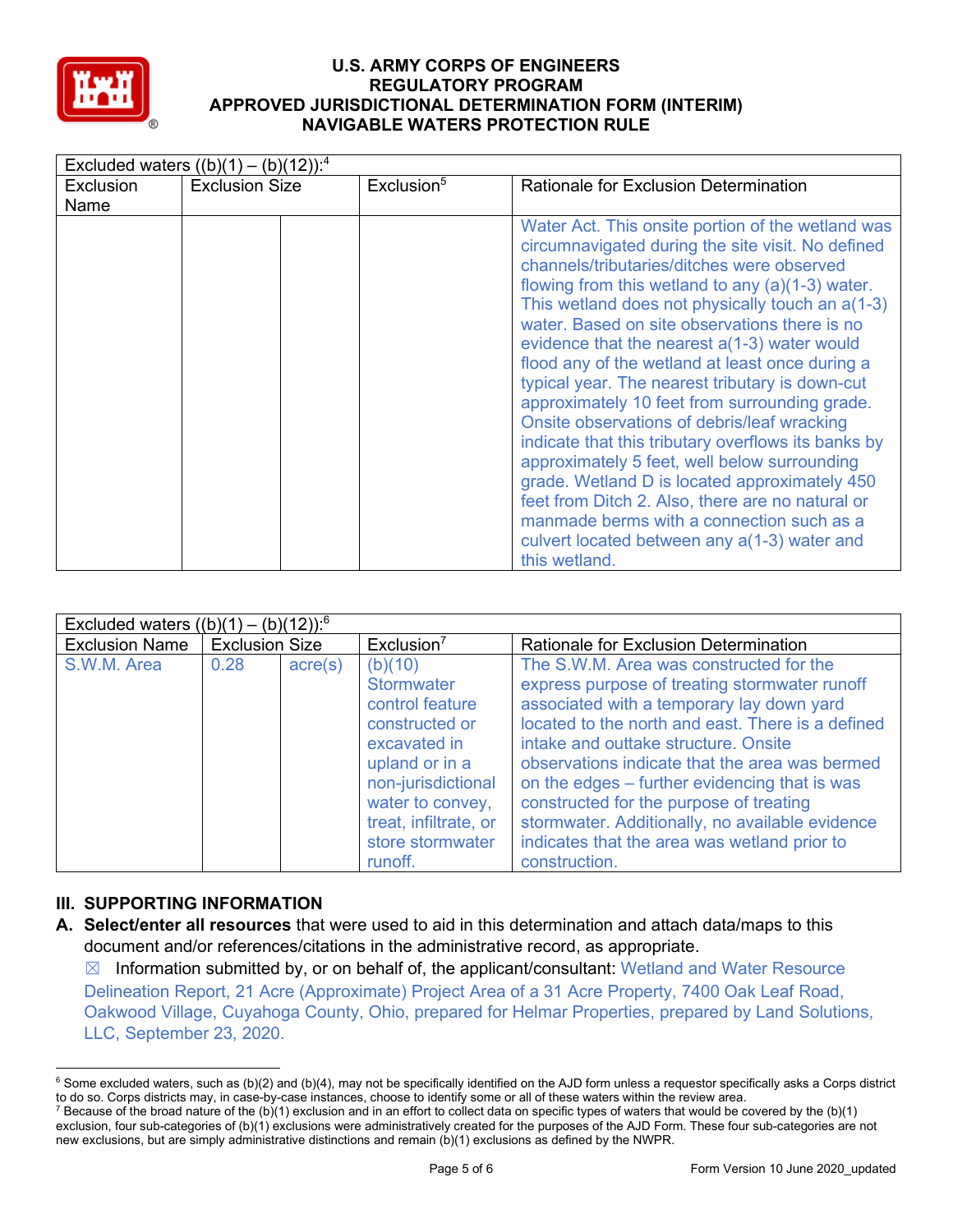| Excluded waters ((b)(1) – (b)(12)):[4] | | | | |
|---|---|---|---|---|
| Exclusion Name | Exclusion Size | | Exclusion[5] | Rationale for Exclusion Determination |
| | | | | Water Act. This onsite portion of the wetland was circumnavigated during the site visit. No defined channels/tributaries/ditches were observed flowing from this wetland to any (a)(1-3) water. This wetland does not physically touch an a(1-3) water. Based on site observations there is no evidence that the nearest a(1-3) water would flood any of the wetland at least once during a typical year. The nearest tributary is down-cut approximately 10 feet from surrounding grade. Onsite observations of debris/leaf wracking indicate that this tributary overflows its banks by approximately 5 feet, well below surrounding grade. Wetland D is located approximately 450 feet from Ditch 2. Also, there are no natural or manmade berms with a connection such as a culvert located between any a(1-3) water and this wetland. |

| Excluded waters ((b)(1) – (b)(12)):[6] | | | | |
|---|---|---|---|---|
| Exclusion Name | Exclusion Size | | Exclusion[7] | Rationale for Exclusion Determination |
| S.W.M. Area | 0.28 | acre(s) | (b)(10) Stormwater control feature constructed or excavated in upland or in a non-jurisdictional water to convey, treat, infiltrate, or store stormwater runoff. | The S.W.M. Area was constructed for the express purpose of treating stormwater runoff associated with a temporary lay down yard located to the north and east. There is a defined intake and outtake structure. Onsite observations indicate that the area was bermed on the edges – further evidencing that is was constructed for the purpose of treating stormwater. Additionally, no available evidence indicates that the area was wetland prior to construction. |

## III. SUPPORTING INFORMATION

**A. Select/enter all resources** that were used to aid in this determination and attach data/maps to this document and/or references/citations in the administrative record, as appropriate.

☒ Information submitted by, or on behalf of, the applicant/consultant: Wetland and Water Resource Delineation Report, 21 Acre (Approximate) Project Area of a 31 Acre Property, 7400 Oak Leaf Road, Oakwood Village, Cuyahoga County, Ohio, prepared for Helmar Properties, prepared by Land Solutions, LLC, September 23, 2020.

---

[6] Some excluded waters, such as (b)(2) and (b)(4), may not be specifically identified on the AJD form unless a requestor specifically asks a Corps district to do so. Corps districts may, in case-by-case instances, choose to identify some or all of these waters within the review area.

[7] Because of the broad nature of the (b)(1) exclusion and in an effort to collect data on specific types of waters that would be covered by the (b)(1) exclusion, four sub-categories of (b)(1) exclusions were administratively created for the purposes of the AJD Form. These four sub-categories are not new exclusions, but are simply administrative distinctions and remain (b)(1) exclusions as defined by the NWPR.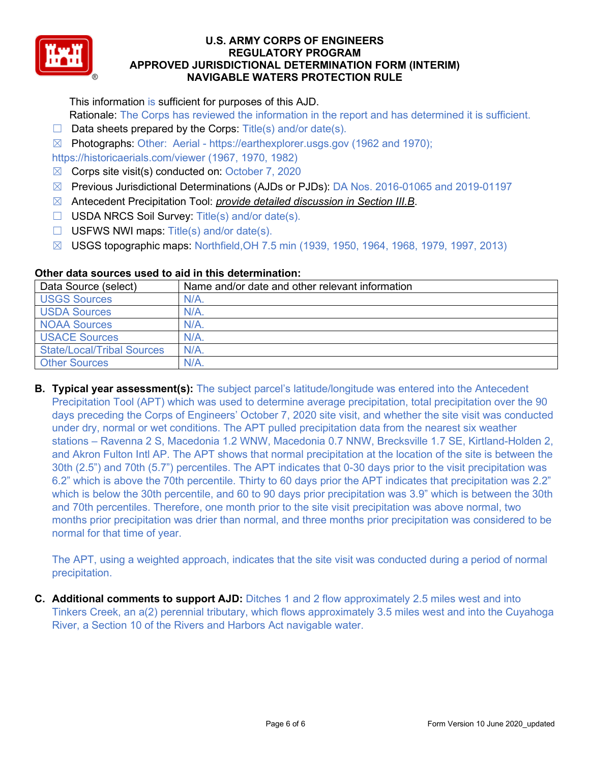This information is sufficient for purposes of this AJD.

Rationale: The Corps has reviewed the information in the report and has determined it is sufficient.

☐ Data sheets prepared by the Corps: Title(s) and/or date(s).

☒ Photographs: Other: Aerial - https://earthexplorer.usgs.gov (1962 and 1970); https://historicaerials.com/viewer (1967, 1970, 1982)

☒ Corps site visit(s) conducted on: October 7, 2020

☒ Previous Jurisdictional Determinations (AJDs or PJDs): DA Nos. 2016-01065 and 2019-01197

☒ Antecedent Precipitation Tool: *provide detailed discussion in Section III.B*.

☐ USDA NRCS Soil Survey: Title(s) and/or date(s).

☐ USFWS NWI maps: Title(s) and/or date(s).

☒ USGS topographic maps: Northfield,OH 7.5 min (1939, 1950, 1964, 1968, 1979, 1997, 2013)

**Other data sources used to aid in this determination:**

| Data Source (select) | Name and/or date and other relevant information |
|---|---|
| USGS Sources | N/A. |
| USDA Sources | N/A. |
| NOAA Sources | N/A. |
| USACE Sources | N/A. |
| State/Local/Tribal Sources | N/A. |
| Other Sources | N/A. |

**B. Typical year assessment(s):** The subject parcel's latitude/longitude was entered into the Antecedent Precipitation Tool (APT) which was used to determine average precipitation, total precipitation over the 90 days preceding the Corps of Engineers' October 7, 2020 site visit, and whether the site visit was conducted under dry, normal or wet conditions. The APT pulled precipitation data from the nearest six weather stations – Ravenna 2 S, Macedonia 1.2 WNW, Macedonia 0.7 NNW, Brecksville 1.7 SE, Kirtland-Holden 2, and Akron Fulton Intl AP. The APT shows that normal precipitation at the location of the site is between the 30th (2.5") and 70th (5.7") percentiles. The APT indicates that 0-30 days prior to the visit precipitation was 6.2" which is above the 70th percentile. Thirty to 60 days prior the APT indicates that precipitation was 2.2" which is below the 30th percentile, and 60 to 90 days prior precipitation was 3.9" which is between the 30th and 70th percentiles. Therefore, one month prior to the site visit precipitation was above normal, two months prior precipitation was drier than normal, and three months prior precipitation was considered to be normal for that time of year.

The APT, using a weighted approach, indicates that the site visit was conducted during a period of normal precipitation.

**C. Additional comments to support AJD:** Ditches 1 and 2 flow approximately 2.5 miles west and into Tinkers Creek, an a(2) perennial tributary, which flows approximately 3.5 miles west and into the Cuyahoga River, a Section 10 of the Rivers and Harbors Act navigable water.